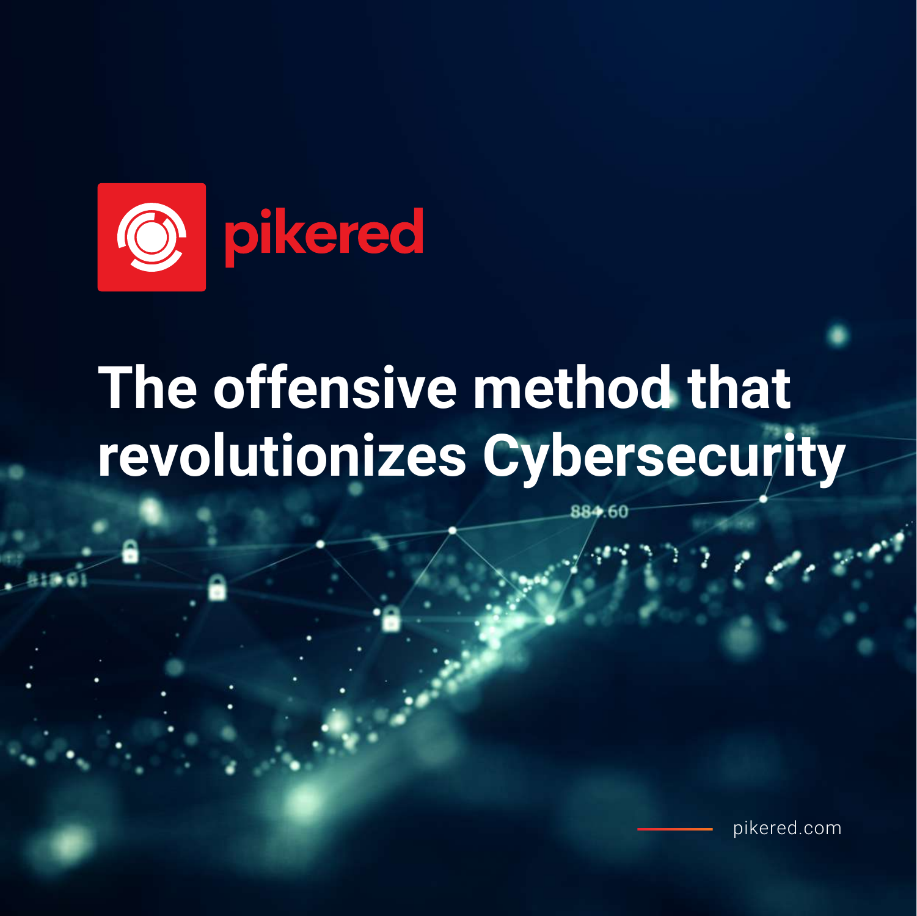pikered

# The offensive method that revolutionizes Cybersecurity

pikered.com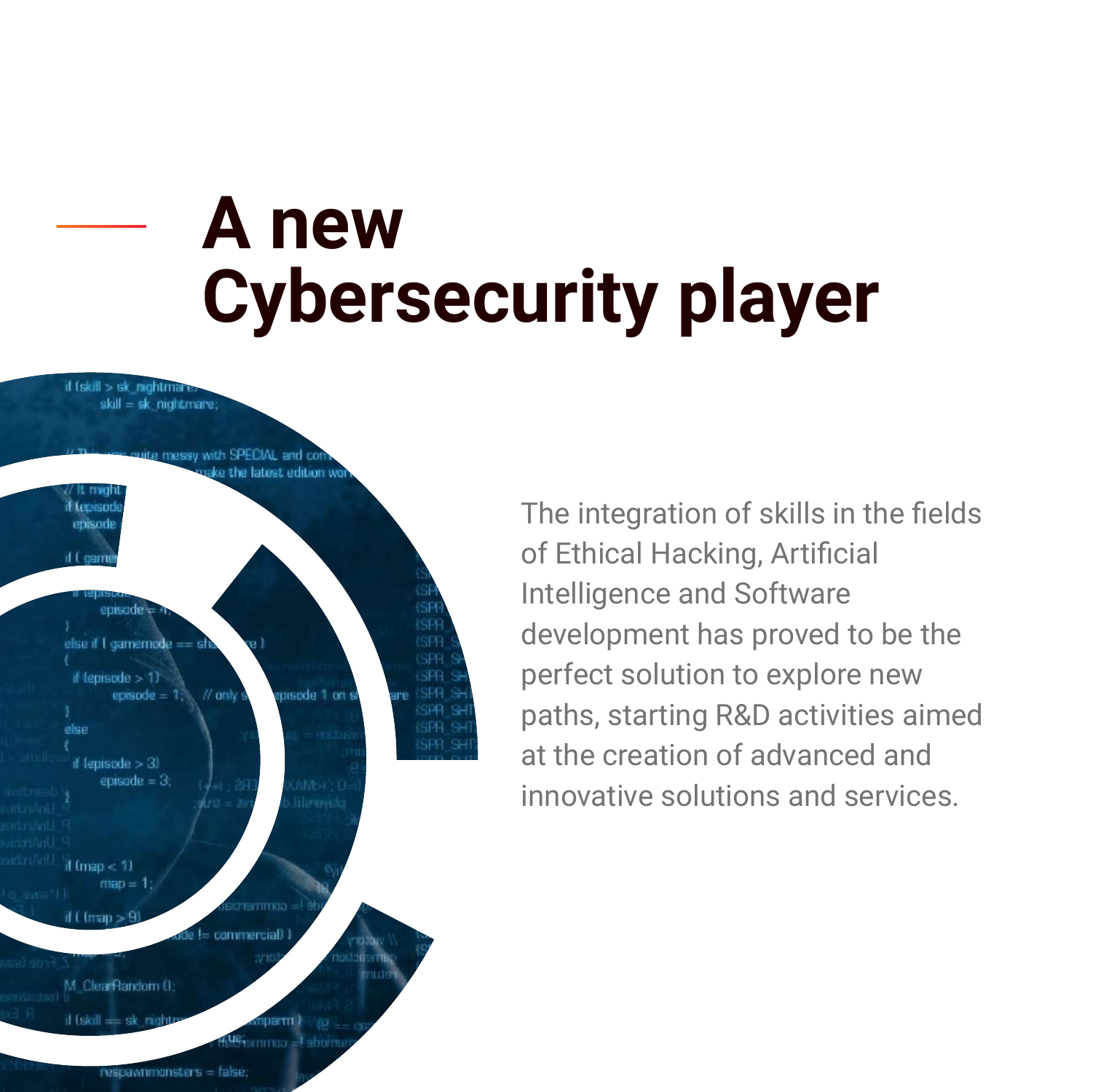# A new Cybersecurity player

The integration of skills in the fields of Ethical Hacking, Artificial Intelligence and Software development has proved to be the perfect solution to explore new paths, starting R&D activities aimed at the creation of advanced and innovative solutions and services.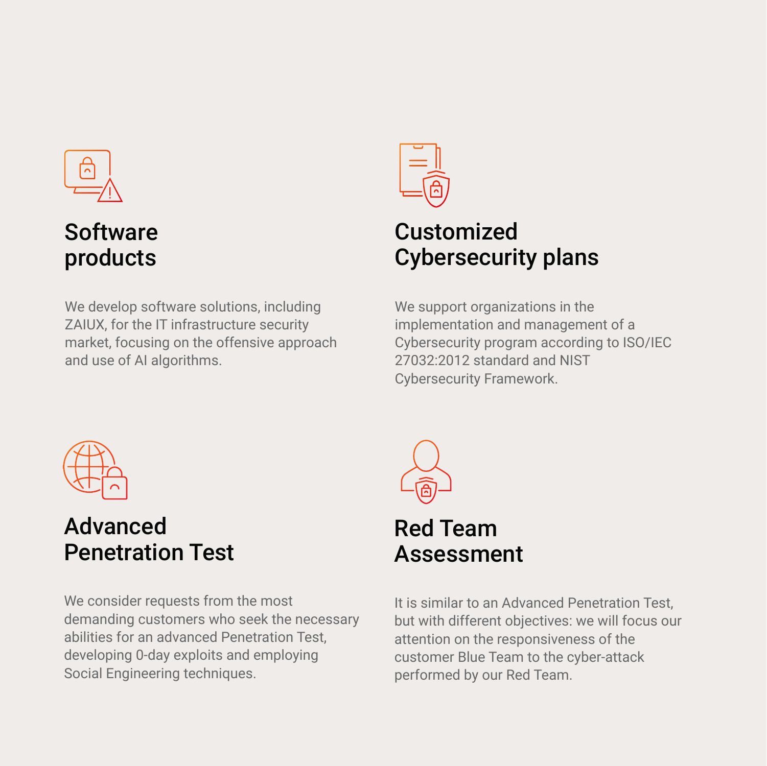## Software products

We develop software solutions, including ZAIUX, for the IT infrastructure security market, focusing on the offensive approach and use of AI algorithms.

## Customized Cybersecurity plans

We support organizations in the implementation and management of a Cybersecurity program according to ISO/IEC 27032:2012 standard and NIST Cybersecurity Framework.

## Advanced Penetration Test

We consider requests from the most demanding customers who seek the necessary abilities for an advanced Penetration Test, developing 0-day exploits and employing Social Engineering techniques.

## Red Team Assessment

It is similar to an Advanced Penetration Test, but with different objectives: we will focus our attention on the responsiveness of the customer Blue Team to the cyber-attack performed by our Red Team.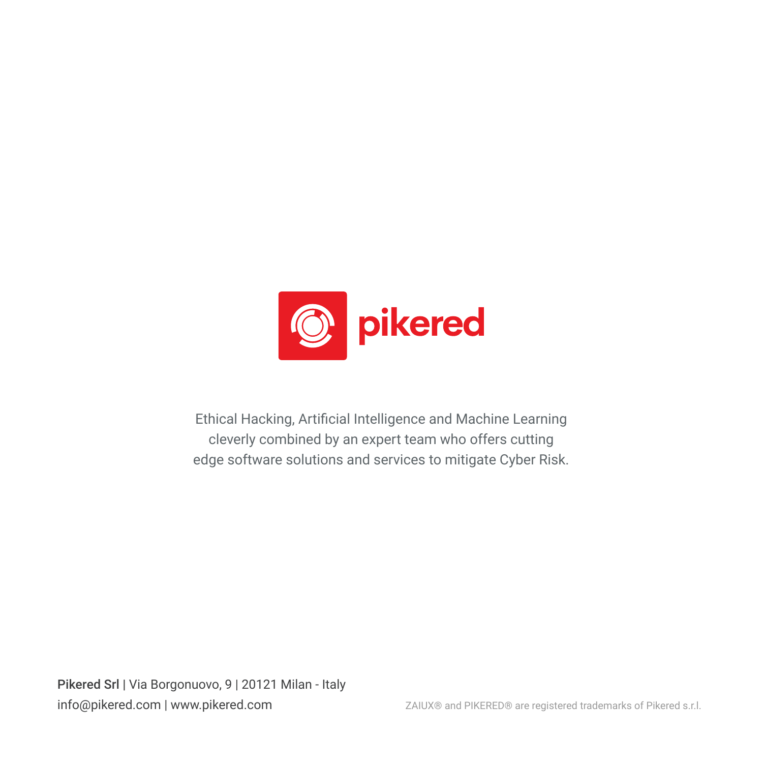pikered

Ethical Hacking, Artificial Intelligence and Machine Learning cleverly combined by an expert team who offers cutting edge software solutions and services to mitigate Cyber Risk.

**Pikered Srl** | Via Borgonuovo, 9 | 20121 Milan - Italy
info@pikered.com | www.pikered.com

ZAIUX® and PIKERED® are registered trademarks of Pikered s.r.l.